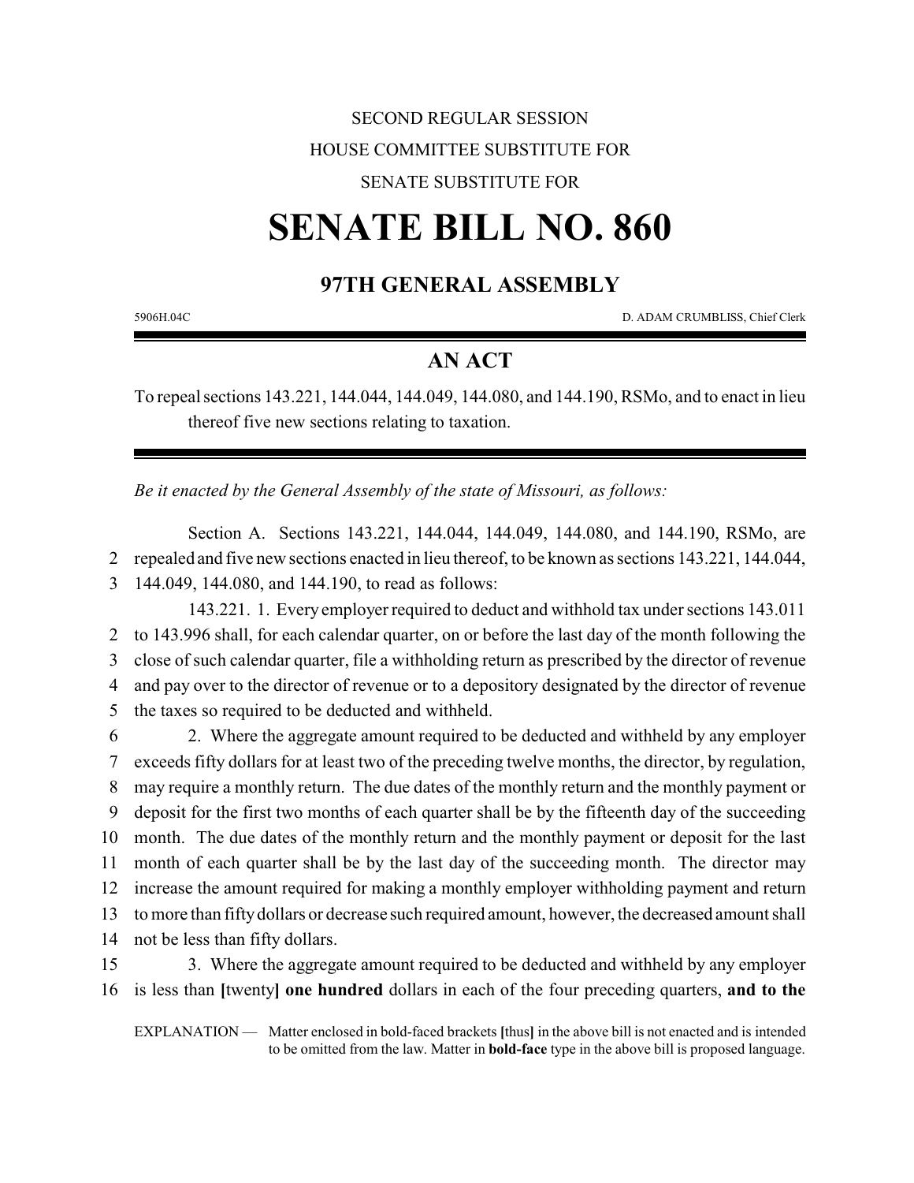SECOND REGULAR SESSION

HOUSE COMMITTEE SUBSTITUTE FOR

SENATE SUBSTITUTE FOR

# SENATE BILL NO. 860

## 97TH GENERAL ASSEMBLY

5906H.04C D. ADAM CRUMBLISS, Chief Clerk

## AN ACT

To repeal sections 143.221, 144.044, 144.049, 144.080, and 144.190, RSMo, and to enact in lieu thereof five new sections relating to taxation.

*Be it enacted by the General Assembly of the state of Missouri, as follows:*

Section A. Sections 143.221, 144.044, 144.049, 144.080, and 144.190, RSMo, are repealed and five new sections enacted in lieu thereof, to be known as sections 143.221, 144.044, 144.049, 144.080, and 144.190, to read as follows:

143.221. 1. Every employer required to deduct and withhold tax under sections 143.011 to 143.996 shall, for each calendar quarter, on or before the last day of the month following the close of such calendar quarter, file a withholding return as prescribed by the director of revenue and pay over to the director of revenue or to a depository designated by the director of revenue the taxes so required to be deducted and withheld.

2. Where the aggregate amount required to be deducted and withheld by any employer exceeds fifty dollars for at least two of the preceding twelve months, the director, by regulation, may require a monthly return. The due dates of the monthly return and the monthly payment or deposit for the first two months of each quarter shall be by the fifteenth day of the succeeding month. The due dates of the monthly return and the monthly payment or deposit for the last month of each quarter shall be by the last day of the succeeding month. The director may increase the amount required for making a monthly employer withholding payment and return to more than fifty dollars or decrease such required amount, however, the decreased amount shall not be less than fifty dollars.

3. Where the aggregate amount required to be deducted and withheld by any employer is less than **[**twenty**]** **one hundred** dollars in each of the four preceding quarters, **and to the**

EXPLANATION — Matter enclosed in bold-faced brackets **[**thus**]** in the above bill is not enacted and is intended to be omitted from the law. Matter in **bold-face** type in the above bill is proposed language.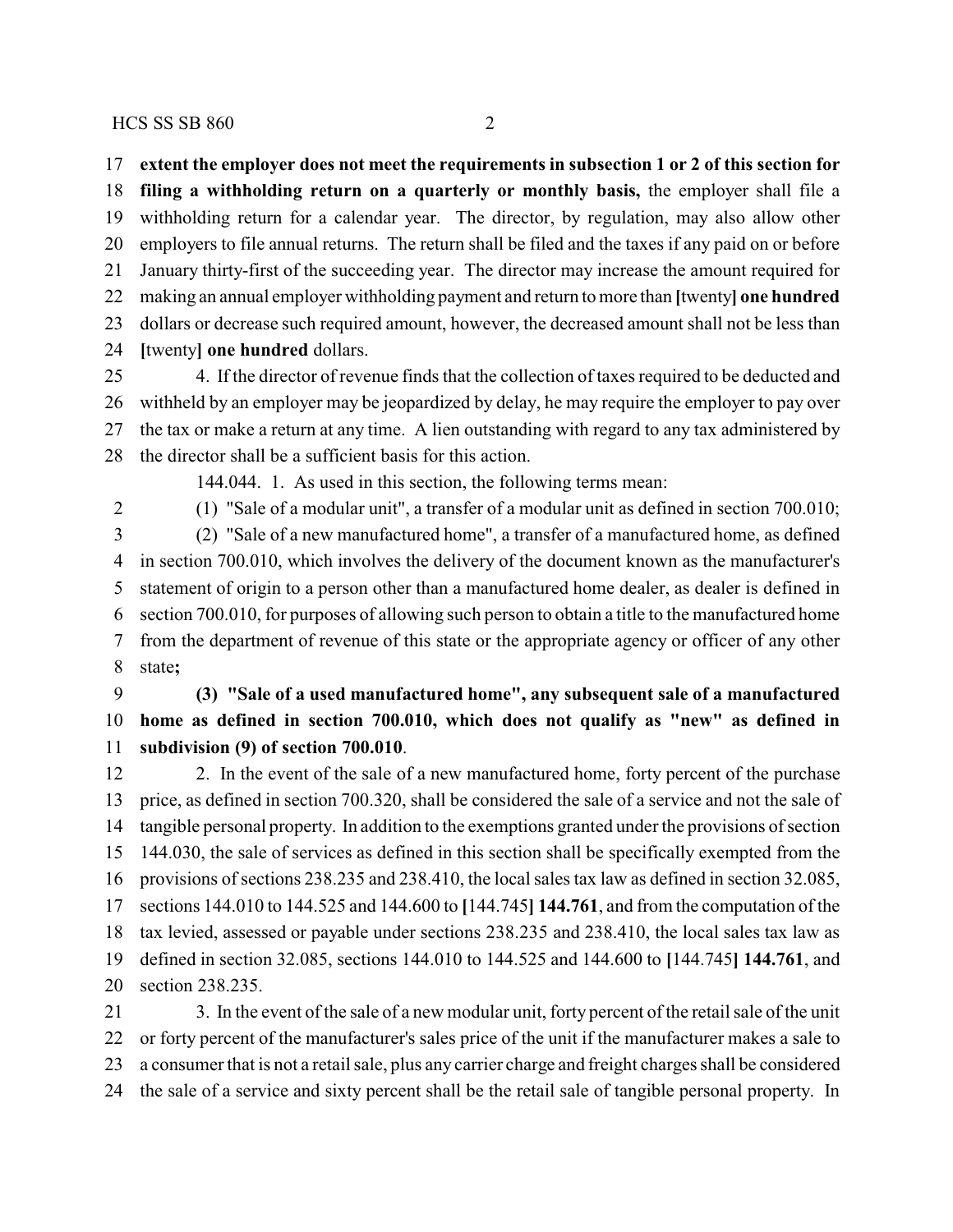**extent the employer does not meet the requirements in subsection 1 or 2 of this section for filing a withholding return on a quarterly or monthly basis,** the employer shall file a withholding return for a calendar year. The director, by regulation, may also allow other employers to file annual returns. The return shall be filed and the taxes if any paid on or before January thirty-first of the succeeding year. The director may increase the amount required for making an annual employer withholding payment and return to more than **[**twenty**] one hundred** dollars or decrease such required amount, however, the decreased amount shall not be less than **[**twenty**] one hundred** dollars.

4. If the director of revenue finds that the collection of taxes required to be deducted and withheld by an employer may be jeopardized by delay, he may require the employer to pay over the tax or make a return at any time. A lien outstanding with regard to any tax administered by the director shall be a sufficient basis for this action.

144.044. 1. As used in this section, the following terms mean:

(1) "Sale of a modular unit", a transfer of a modular unit as defined in section 700.010;

(2) "Sale of a new manufactured home", a transfer of a manufactured home, as defined in section 700.010, which involves the delivery of the document known as the manufacturer's statement of origin to a person other than a manufactured home dealer, as dealer is defined in section 700.010, for purposes of allowing such person to obtain a title to the manufactured home from the department of revenue of this state or the appropriate agency or officer of any other state**;**

**(3) "Sale of a used manufactured home", any subsequent sale of a manufactured home as defined in section 700.010, which does not qualify as "new" as defined in subdivision (9) of section 700.010**.

2. In the event of the sale of a new manufactured home, forty percent of the purchase price, as defined in section 700.320, shall be considered the sale of a service and not the sale of tangible personal property. In addition to the exemptions granted under the provisions of section 144.030, the sale of services as defined in this section shall be specifically exempted from the provisions of sections 238.235 and 238.410, the local sales tax law as defined in section 32.085, sections 144.010 to 144.525 and 144.600 to **[**144.745**] 144.761**, and from the computation of the tax levied, assessed or payable under sections 238.235 and 238.410, the local sales tax law as defined in section 32.085, sections 144.010 to 144.525 and 144.600 to **[**144.745**] 144.761**, and section 238.235.

3. In the event of the sale of a new modular unit, forty percent of the retail sale of the unit or forty percent of the manufacturer's sales price of the unit if the manufacturer makes a sale to a consumer that is not a retail sale, plus any carrier charge and freight charges shall be considered the sale of a service and sixty percent shall be the retail sale of tangible personal property. In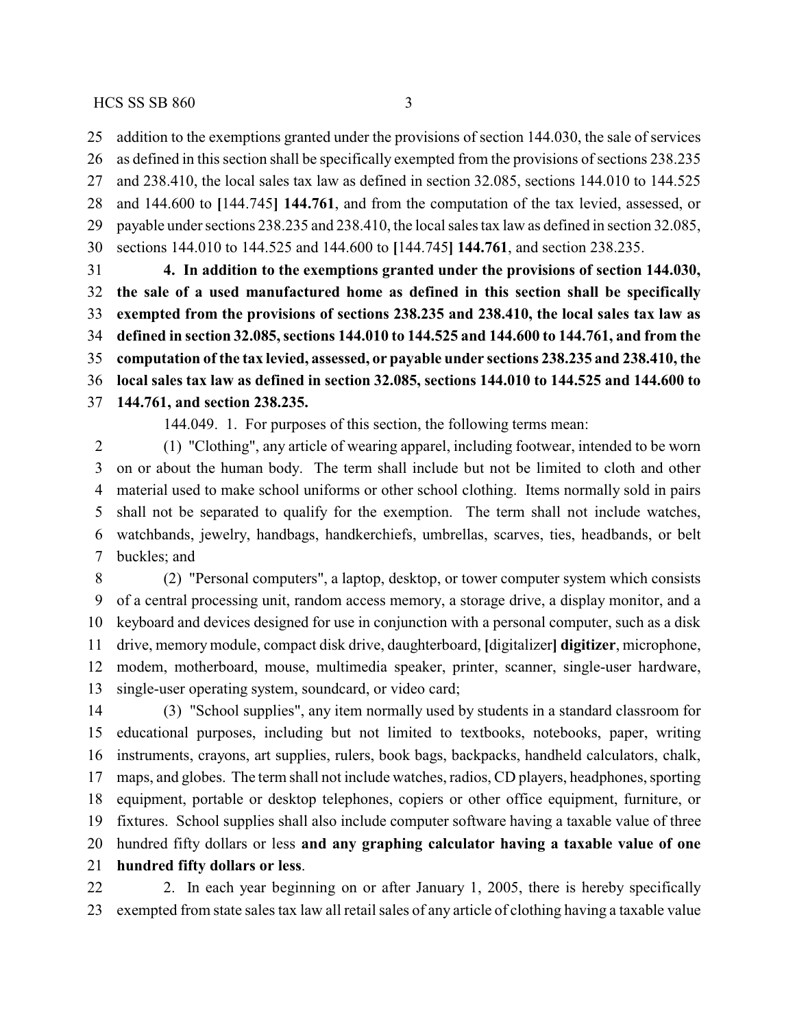addition to the exemptions granted under the provisions of section 144.030, the sale of services as defined in this section shall be specifically exempted from the provisions of sections 238.235 and 238.410, the local sales tax law as defined in section 32.085, sections 144.010 to 144.525 and 144.600 to [144.745] **144.761**, and from the computation of the tax levied, assessed, or payable under sections 238.235 and 238.410, the local sales tax law as defined in section 32.085, sections 144.010 to 144.525 and 144.600 to [144.745] **144.761**, and section 238.235.

**4. In addition to the exemptions granted under the provisions of section 144.030, the sale of a used manufactured home as defined in this section shall be specifically exempted from the provisions of sections 238.235 and 238.410, the local sales tax law as defined in section 32.085, sections 144.010 to 144.525 and 144.600 to 144.761, and from the computation of the tax levied, assessed, or payable under sections 238.235 and 238.410, the local sales tax law as defined in section 32.085, sections 144.010 to 144.525 and 144.600 to 144.761, and section 238.235.**

144.049. 1. For purposes of this section, the following terms mean:

(1) "Clothing", any article of wearing apparel, including footwear, intended to be worn on or about the human body. The term shall include but not be limited to cloth and other material used to make school uniforms or other school clothing. Items normally sold in pairs shall not be separated to qualify for the exemption. The term shall not include watches, watchbands, jewelry, handbags, handkerchiefs, umbrellas, scarves, ties, headbands, or belt buckles; and

(2) "Personal computers", a laptop, desktop, or tower computer system which consists of a central processing unit, random access memory, a storage drive, a display monitor, and a keyboard and devices designed for use in conjunction with a personal computer, such as a disk drive, memory module, compact disk drive, daughterboard, [digitalizer] **digitizer**, microphone, modem, motherboard, mouse, multimedia speaker, printer, scanner, single-user hardware, single-user operating system, soundcard, or video card;

(3) "School supplies", any item normally used by students in a standard classroom for educational purposes, including but not limited to textbooks, notebooks, paper, writing instruments, crayons, art supplies, rulers, book bags, backpacks, handheld calculators, chalk, maps, and globes. The term shall not include watches, radios, CD players, headphones, sporting equipment, portable or desktop telephones, copiers or other office equipment, furniture, or fixtures. School supplies shall also include computer software having a taxable value of three hundred fifty dollars or less **and any graphing calculator having a taxable value of one hundred fifty dollars or less**.

2. In each year beginning on or after January 1, 2005, there is hereby specifically exempted from state sales tax law all retail sales of any article of clothing having a taxable value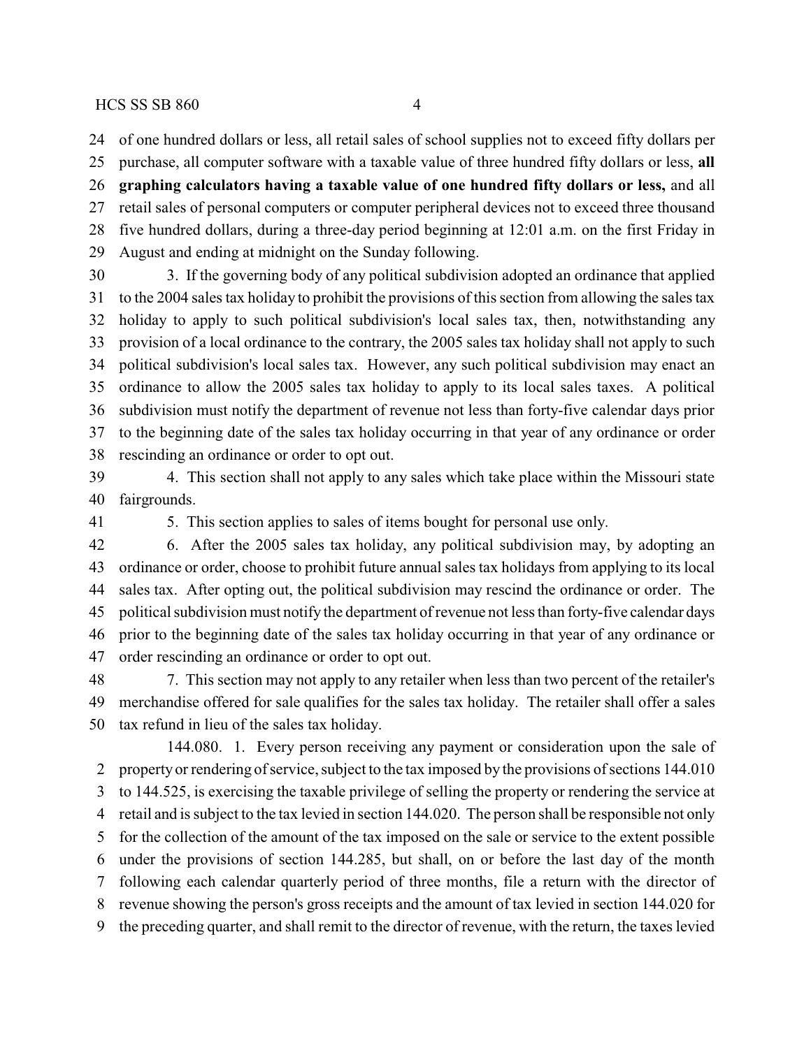of one hundred dollars or less, all retail sales of school supplies not to exceed fifty dollars per purchase, all computer software with a taxable value of three hundred fifty dollars or less, **all graphing calculators having a taxable value of one hundred fifty dollars or less,** and all retail sales of personal computers or computer peripheral devices not to exceed three thousand five hundred dollars, during a three-day period beginning at 12:01 a.m. on the first Friday in August and ending at midnight on the Sunday following.

3. If the governing body of any political subdivision adopted an ordinance that applied to the 2004 sales tax holiday to prohibit the provisions of this section from allowing the sales tax holiday to apply to such political subdivision's local sales tax, then, notwithstanding any provision of a local ordinance to the contrary, the 2005 sales tax holiday shall not apply to such political subdivision's local sales tax. However, any such political subdivision may enact an ordinance to allow the 2005 sales tax holiday to apply to its local sales taxes. A political subdivision must notify the department of revenue not less than forty-five calendar days prior to the beginning date of the sales tax holiday occurring in that year of any ordinance or order rescinding an ordinance or order to opt out.

4. This section shall not apply to any sales which take place within the Missouri state fairgrounds.

5. This section applies to sales of items bought for personal use only.

6. After the 2005 sales tax holiday, any political subdivision may, by adopting an ordinance or order, choose to prohibit future annual sales tax holidays from applying to its local sales tax. After opting out, the political subdivision may rescind the ordinance or order. The political subdivision must notify the department of revenue not less than forty-five calendar days prior to the beginning date of the sales tax holiday occurring in that year of any ordinance or order rescinding an ordinance or order to opt out.

7. This section may not apply to any retailer when less than two percent of the retailer's merchandise offered for sale qualifies for the sales tax holiday. The retailer shall offer a sales tax refund in lieu of the sales tax holiday.

144.080. 1. Every person receiving any payment or consideration upon the sale of property or rendering of service, subject to the tax imposed by the provisions of sections 144.010 to 144.525, is exercising the taxable privilege of selling the property or rendering the service at retail and is subject to the tax levied in section 144.020. The person shall be responsible not only for the collection of the amount of the tax imposed on the sale or service to the extent possible under the provisions of section 144.285, but shall, on or before the last day of the month following each calendar quarterly period of three months, file a return with the director of revenue showing the person's gross receipts and the amount of tax levied in section 144.020 for the preceding quarter, and shall remit to the director of revenue, with the return, the taxes levied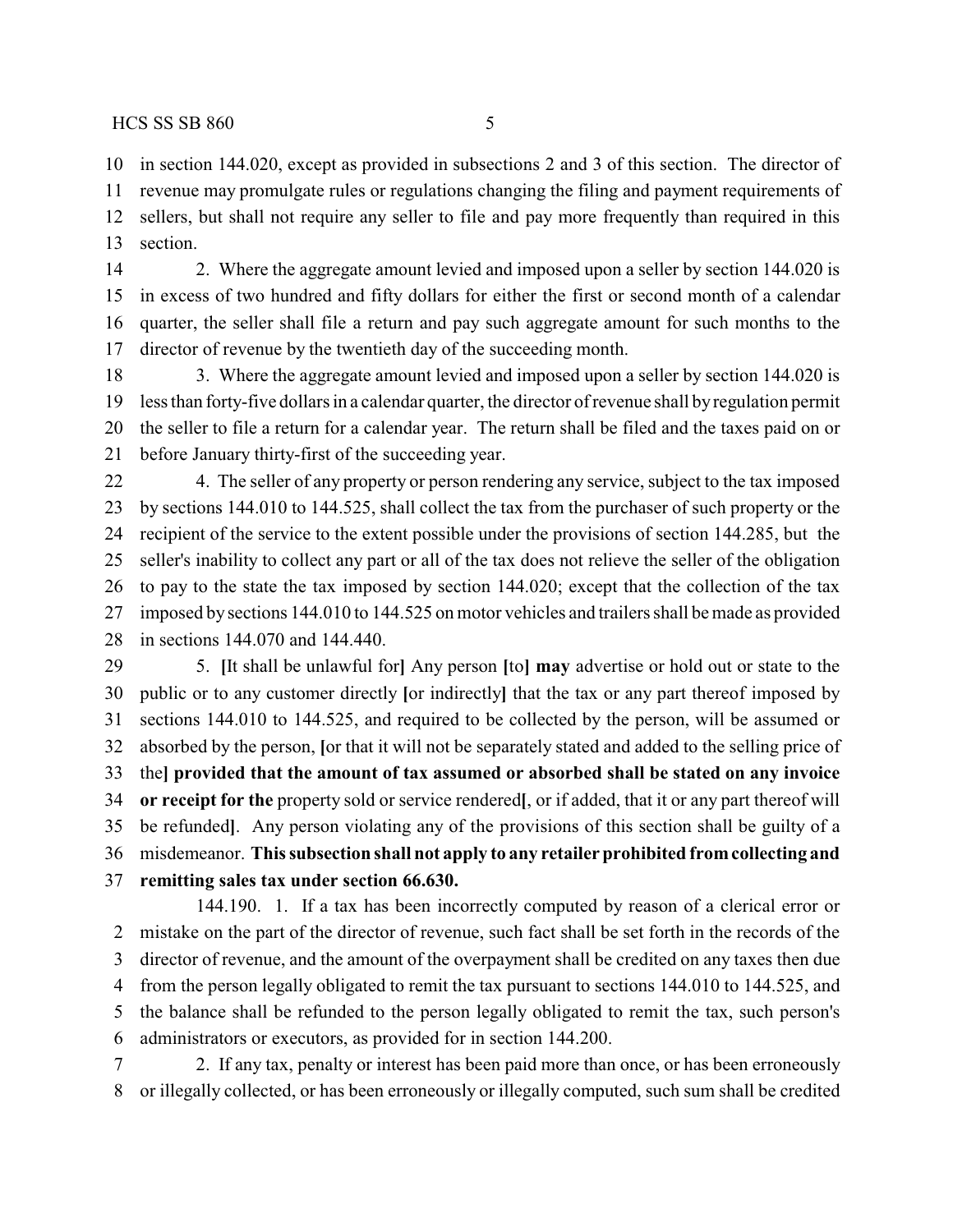in section 144.020, except as provided in subsections 2 and 3 of this section. The director of revenue may promulgate rules or regulations changing the filing and payment requirements of sellers, but shall not require any seller to file and pay more frequently than required in this section.

2. Where the aggregate amount levied and imposed upon a seller by section 144.020 is in excess of two hundred and fifty dollars for either the first or second month of a calendar quarter, the seller shall file a return and pay such aggregate amount for such months to the director of revenue by the twentieth day of the succeeding month.

3. Where the aggregate amount levied and imposed upon a seller by section 144.020 is less than forty-five dollars in a calendar quarter, the director of revenue shall by regulation permit the seller to file a return for a calendar year. The return shall be filed and the taxes paid on or before January thirty-first of the succeeding year.

4. The seller of any property or person rendering any service, subject to the tax imposed by sections 144.010 to 144.525, shall collect the tax from the purchaser of such property or the recipient of the service to the extent possible under the provisions of section 144.285, but the seller's inability to collect any part or all of the tax does not relieve the seller of the obligation to pay to the state the tax imposed by section 144.020; except that the collection of the tax imposed by sections 144.010 to 144.525 on motor vehicles and trailers shall be made as provided in sections 144.070 and 144.440.

5. **[**It shall be unlawful for**]** Any person **[**to**] may** advertise or hold out or state to the public or to any customer directly **[**or indirectly**]** that the tax or any part thereof imposed by sections 144.010 to 144.525, and required to be collected by the person, will be assumed or absorbed by the person, **[**or that it will not be separately stated and added to the selling price of the**] provided that the amount of tax assumed or absorbed shall be stated on any invoice or receipt for the** property sold or service rendered**[**, or if added, that it or any part thereof will be refunded**]**. Any person violating any of the provisions of this section shall be guilty of a misdemeanor. **This subsection shall not apply to any retailer prohibited from collecting and remitting sales tax under section 66.630.**

144.190. 1. If a tax has been incorrectly computed by reason of a clerical error or mistake on the part of the director of revenue, such fact shall be set forth in the records of the director of revenue, and the amount of the overpayment shall be credited on any taxes then due from the person legally obligated to remit the tax pursuant to sections 144.010 to 144.525, and the balance shall be refunded to the person legally obligated to remit the tax, such person's administrators or executors, as provided for in section 144.200.

2. If any tax, penalty or interest has been paid more than once, or has been erroneously or illegally collected, or has been erroneously or illegally computed, such sum shall be credited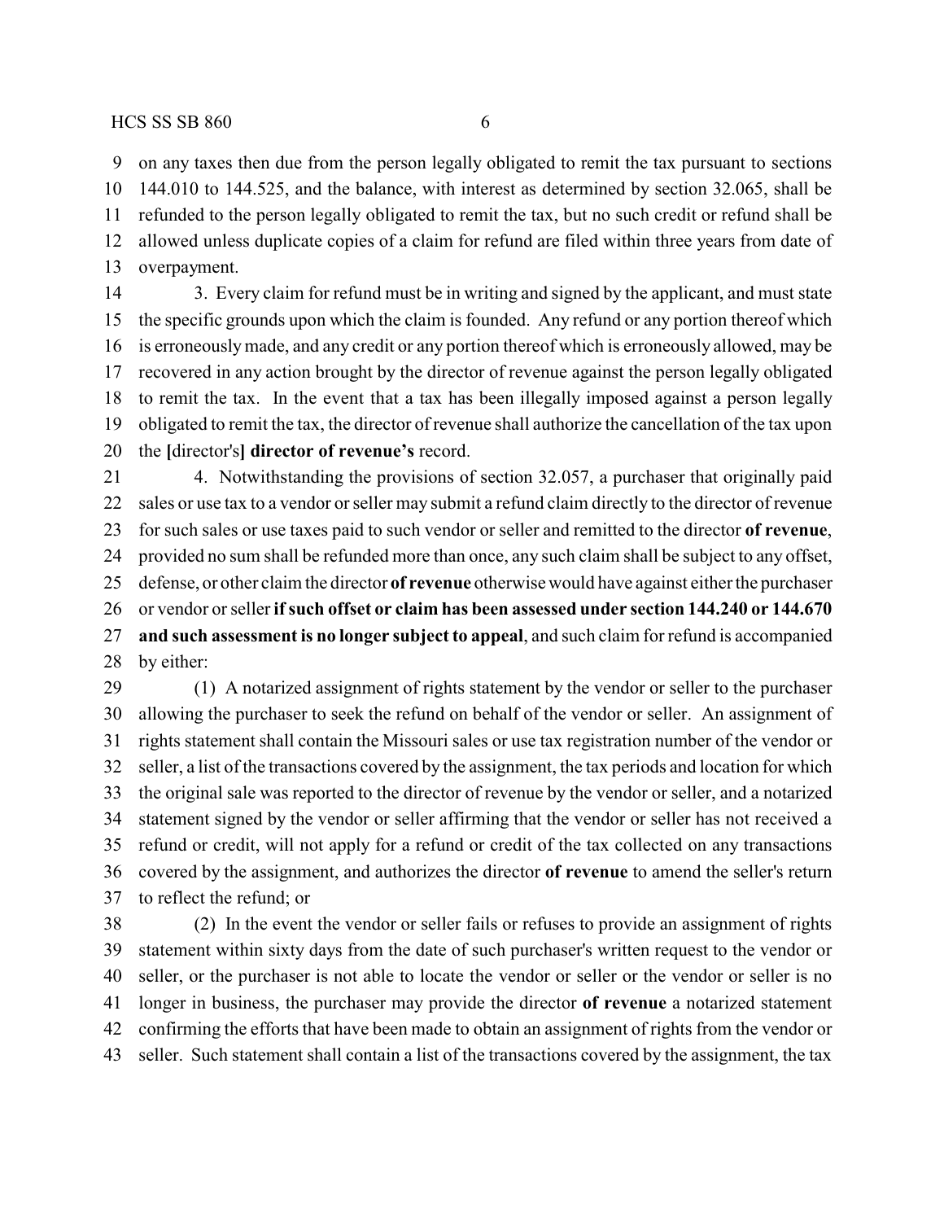on any taxes then due from the person legally obligated to remit the tax pursuant to sections 144.010 to 144.525, and the balance, with interest as determined by section 32.065, shall be refunded to the person legally obligated to remit the tax, but no such credit or refund shall be allowed unless duplicate copies of a claim for refund are filed within three years from date of overpayment.

3. Every claim for refund must be in writing and signed by the applicant, and must state the specific grounds upon which the claim is founded. Any refund or any portion thereof which is erroneously made, and any credit or any portion thereof which is erroneously allowed, may be recovered in any action brought by the director of revenue against the person legally obligated to remit the tax. In the event that a tax has been illegally imposed against a person legally obligated to remit the tax, the director of revenue shall authorize the cancellation of the tax upon the **[**director's**]** **director of revenue's** record.

4. Notwithstanding the provisions of section 32.057, a purchaser that originally paid sales or use tax to a vendor or seller may submit a refund claim directly to the director of revenue for such sales or use taxes paid to such vendor or seller and remitted to the director **of revenue**, provided no sum shall be refunded more than once, any such claim shall be subject to any offset, defense, or other claim the director **of revenue** otherwise would have against either the purchaser or vendor or seller **if such offset or claim has been assessed under section 144.240 or 144.670 and such assessment is no longer subject to appeal**, and such claim for refund is accompanied by either:

(1) A notarized assignment of rights statement by the vendor or seller to the purchaser allowing the purchaser to seek the refund on behalf of the vendor or seller. An assignment of rights statement shall contain the Missouri sales or use tax registration number of the vendor or seller, a list of the transactions covered by the assignment, the tax periods and location for which the original sale was reported to the director of revenue by the vendor or seller, and a notarized statement signed by the vendor or seller affirming that the vendor or seller has not received a refund or credit, will not apply for a refund or credit of the tax collected on any transactions covered by the assignment, and authorizes the director **of revenue** to amend the seller's return to reflect the refund; or

(2) In the event the vendor or seller fails or refuses to provide an assignment of rights statement within sixty days from the date of such purchaser's written request to the vendor or seller, or the purchaser is not able to locate the vendor or seller or the vendor or seller is no longer in business, the purchaser may provide the director **of revenue** a notarized statement confirming the efforts that have been made to obtain an assignment of rights from the vendor or seller. Such statement shall contain a list of the transactions covered by the assignment, the tax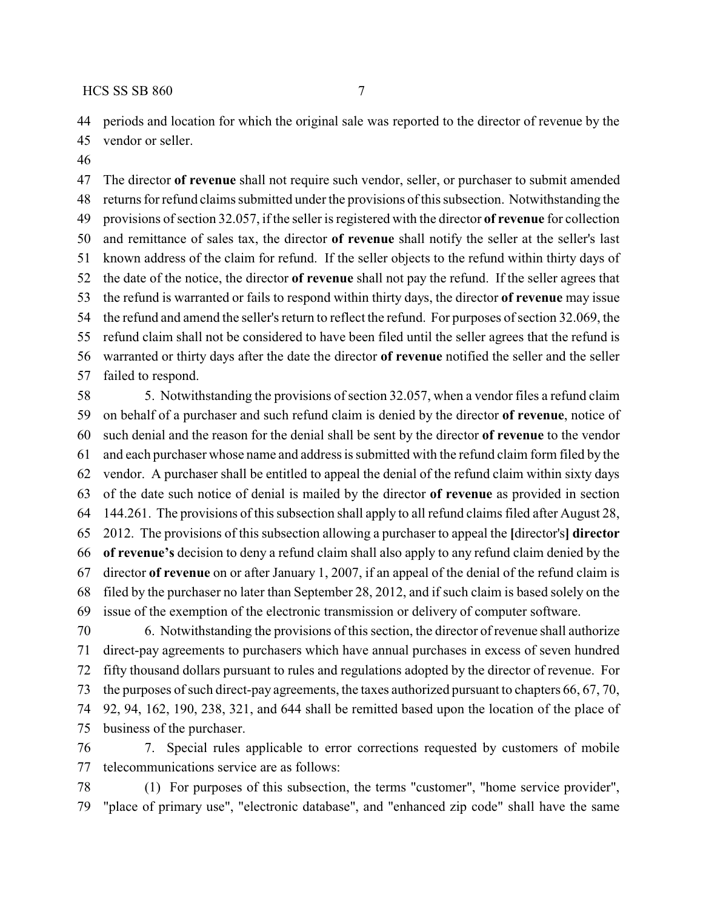periods and location for which the original sale was reported to the director of revenue by the vendor or seller.

The director **of revenue** shall not require such vendor, seller, or purchaser to submit amended returns for refund claims submitted under the provisions of this subsection. Notwithstanding the provisions of section 32.057, if the seller is registered with the director **of revenue** for collection and remittance of sales tax, the director **of revenue** shall notify the seller at the seller's last known address of the claim for refund. If the seller objects to the refund within thirty days of the date of the notice, the director **of revenue** shall not pay the refund. If the seller agrees that the refund is warranted or fails to respond within thirty days, the director **of revenue** may issue the refund and amend the seller's return to reflect the refund. For purposes of section 32.069, the refund claim shall not be considered to have been filed until the seller agrees that the refund is warranted or thirty days after the date the director **of revenue** notified the seller and the seller failed to respond.

5. Notwithstanding the provisions of section 32.057, when a vendor files a refund claim on behalf of a purchaser and such refund claim is denied by the director **of revenue**, notice of such denial and the reason for the denial shall be sent by the director **of revenue** to the vendor and each purchaser whose name and address is submitted with the refund claim form filed by the vendor. A purchaser shall be entitled to appeal the denial of the refund claim within sixty days of the date such notice of denial is mailed by the director **of revenue** as provided in section 144.261. The provisions of this subsection shall apply to all refund claims filed after August 28, 2012. The provisions of this subsection allowing a purchaser to appeal the **[**director's**] director of revenue's** decision to deny a refund claim shall also apply to any refund claim denied by the director **of revenue** on or after January 1, 2007, if an appeal of the denial of the refund claim is filed by the purchaser no later than September 28, 2012, and if such claim is based solely on the issue of the exemption of the electronic transmission or delivery of computer software.

6. Notwithstanding the provisions of this section, the director of revenue shall authorize direct-pay agreements to purchasers which have annual purchases in excess of seven hundred fifty thousand dollars pursuant to rules and regulations adopted by the director of revenue. For the purposes of such direct-pay agreements, the taxes authorized pursuant to chapters 66, 67, 70, 92, 94, 162, 190, 238, 321, and 644 shall be remitted based upon the location of the place of business of the purchaser.

7. Special rules applicable to error corrections requested by customers of mobile telecommunications service are as follows:

(1) For purposes of this subsection, the terms "customer", "home service provider", "place of primary use", "electronic database", and "enhanced zip code" shall have the same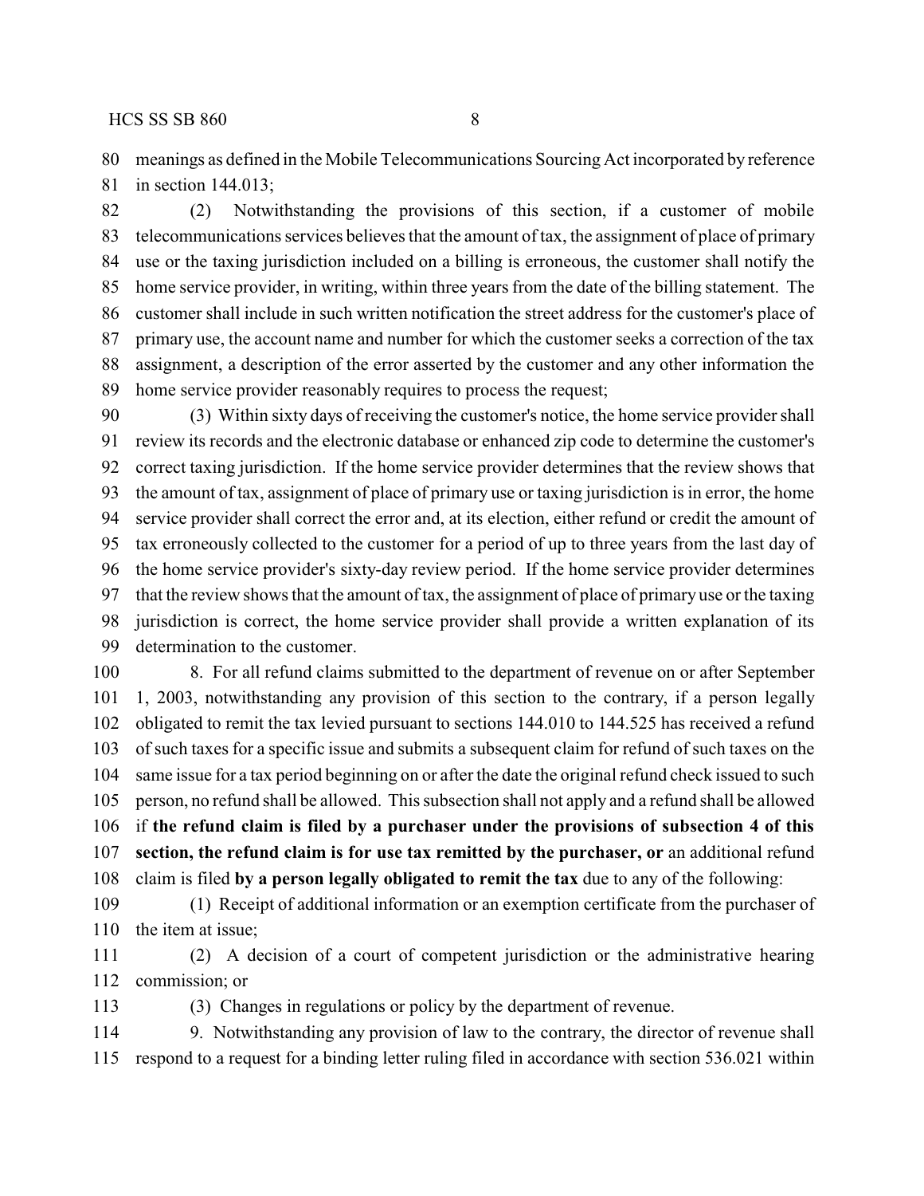meanings as defined in the Mobile Telecommunications Sourcing Act incorporated by reference in section 144.013;

(2) Notwithstanding the provisions of this section, if a customer of mobile telecommunications services believes that the amount of tax, the assignment of place of primary use or the taxing jurisdiction included on a billing is erroneous, the customer shall notify the home service provider, in writing, within three years from the date of the billing statement. The customer shall include in such written notification the street address for the customer's place of primary use, the account name and number for which the customer seeks a correction of the tax assignment, a description of the error asserted by the customer and any other information the home service provider reasonably requires to process the request;

(3) Within sixty days of receiving the customer's notice, the home service provider shall review its records and the electronic database or enhanced zip code to determine the customer's correct taxing jurisdiction. If the home service provider determines that the review shows that the amount of tax, assignment of place of primary use or taxing jurisdiction is in error, the home service provider shall correct the error and, at its election, either refund or credit the amount of tax erroneously collected to the customer for a period of up to three years from the last day of the home service provider's sixty-day review period. If the home service provider determines that the review shows that the amount of tax, the assignment of place of primary use or the taxing jurisdiction is correct, the home service provider shall provide a written explanation of its determination to the customer.

8. For all refund claims submitted to the department of revenue on or after September 1, 2003, notwithstanding any provision of this section to the contrary, if a person legally obligated to remit the tax levied pursuant to sections 144.010 to 144.525 has received a refund of such taxes for a specific issue and submits a subsequent claim for refund of such taxes on the same issue for a tax period beginning on or after the date the original refund check issued to such person, no refund shall be allowed. This subsection shall not apply and a refund shall be allowed if **the refund claim is filed by a purchaser under the provisions of subsection 4 of this section, the refund claim is for use tax remitted by the purchaser, or** an additional refund claim is filed **by a person legally obligated to remit the tax** due to any of the following:

(1) Receipt of additional information or an exemption certificate from the purchaser of the item at issue;

(2) A decision of a court of competent jurisdiction or the administrative hearing commission; or

(3) Changes in regulations or policy by the department of revenue.

9. Notwithstanding any provision of law to the contrary, the director of revenue shall respond to a request for a binding letter ruling filed in accordance with section 536.021 within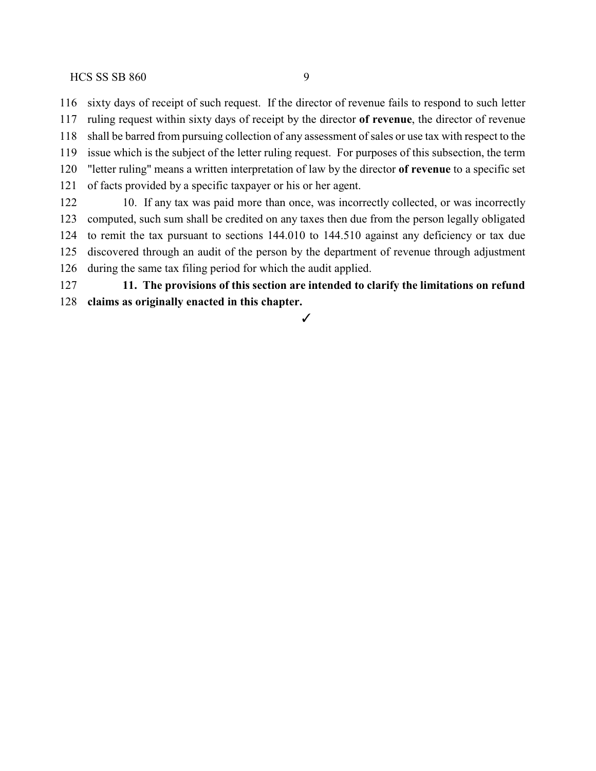116 sixty days of receipt of such request. If the director of revenue fails to respond to such letter
117 ruling request within sixty days of receipt by the director **of revenue**, the director of revenue
118 shall be barred from pursuing collection of any assessment of sales or use tax with respect to the
119 issue which is the subject of the letter ruling request. For purposes of this subsection, the term
120 "letter ruling" means a written interpretation of law by the director **of revenue** to a specific set
121 of facts provided by a specific taxpayer or his or her agent.

122 10. If any tax was paid more than once, was incorrectly collected, or was incorrectly
123 computed, such sum shall be credited on any taxes then due from the person legally obligated
124 to remit the tax pursuant to sections 144.010 to 144.510 against any deficiency or tax due
125 discovered through an audit of the person by the department of revenue through adjustment
126 during the same tax filing period for which the audit applied.

127 **11. The provisions of this section are intended to clarify the limitations on refund**
128 **claims as originally enacted in this chapter.**

✓